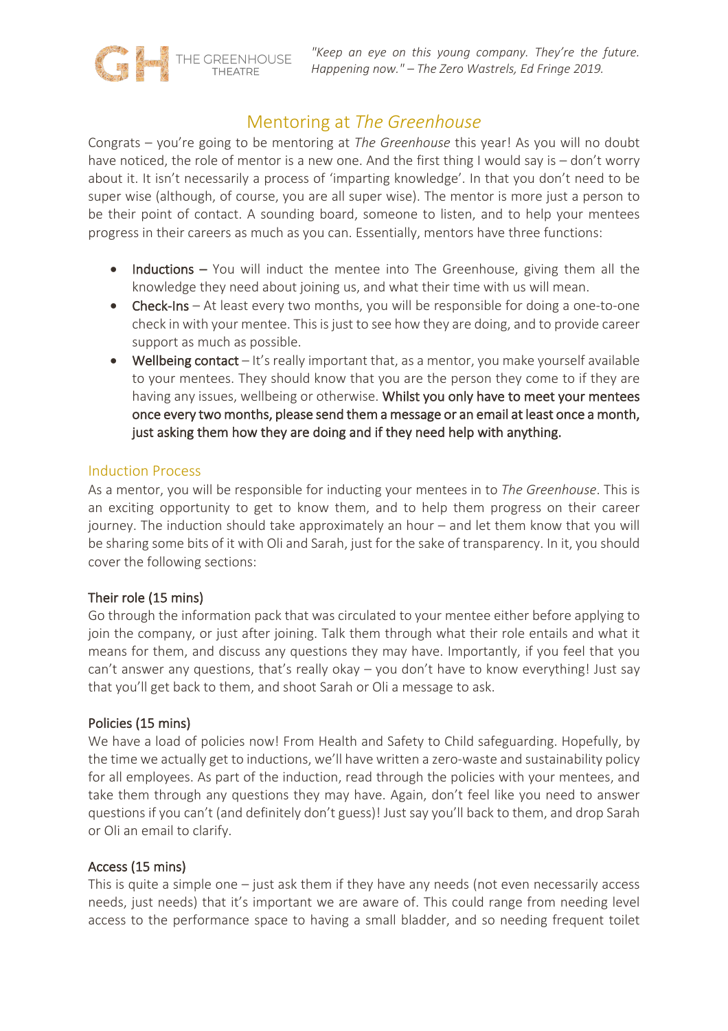"Keep an eye on this young company. They're the future. Happening now." – The Zero Wastrels, Ed Fringe 2019.

# Mentoring at *The Greenhouse*

Congrats – you're going to be mentoring at *The Greenhouse* this year! As you will no doubt have noticed, the role of mentor is a new one. And the first thing I would say is – don't worry about it. It isn't necessarily a process of 'imparting knowledge'. In that you don't need to be super wise (although, of course, you are all super wise). The mentor is more just a person to be their point of contact. A sounding board, someone to listen, and to help your mentees progress in their careers as much as you can. Essentially, mentors have three functions:

- **Inductions** – You will induct the mentee into The Greenhouse, giving them all the knowledge they need about joining us, and what their time with us will mean.
- **Check-Ins** – At least every two months, you will be responsible for doing a one-to-one check in with your mentee. This is just to see how they are doing, and to provide career support as much as possible.
- **Wellbeing contact** – It's really important that, as a mentor, you make yourself available to your mentees. They should know that you are the person they come to if they are having any issues, wellbeing or otherwise. **Whilst you only have to meet your mentees once every two months, please send them a message or an email at least once a month, just asking them how they are doing and if they need help with anything.**

## Induction Process

As a mentor, you will be responsible for inducting your mentees in to *The Greenhouse*. This is an exciting opportunity to get to know them, and to help them progress on their career journey. The induction should take approximately an hour – and let them know that you will be sharing some bits of it with Oli and Sarah, just for the sake of transparency. In it, you should cover the following sections:

### Their role (15 mins)

Go through the information pack that was circulated to your mentee either before applying to join the company, or just after joining. Talk them through what their role entails and what it means for them, and discuss any questions they may have. Importantly, if you feel that you can't answer any questions, that's really okay – you don't have to know everything! Just say that you'll get back to them, and shoot Sarah or Oli a message to ask.

### Policies (15 mins)

We have a load of policies now! From Health and Safety to Child safeguarding. Hopefully, by the time we actually get to inductions, we'll have written a zero-waste and sustainability policy for all employees. As part of the induction, read through the policies with your mentees, and take them through any questions they may have. Again, don't feel like you need to answer questions if you can't (and definitely don't guess)! Just say you'll back to them, and drop Sarah or Oli an email to clarify.

### Access (15 mins)

This is quite a simple one – just ask them if they have any needs (not even necessarily access needs, just needs) that it's important we are aware of. This could range from needing level access to the performance space to having a small bladder, and so needing frequent toilet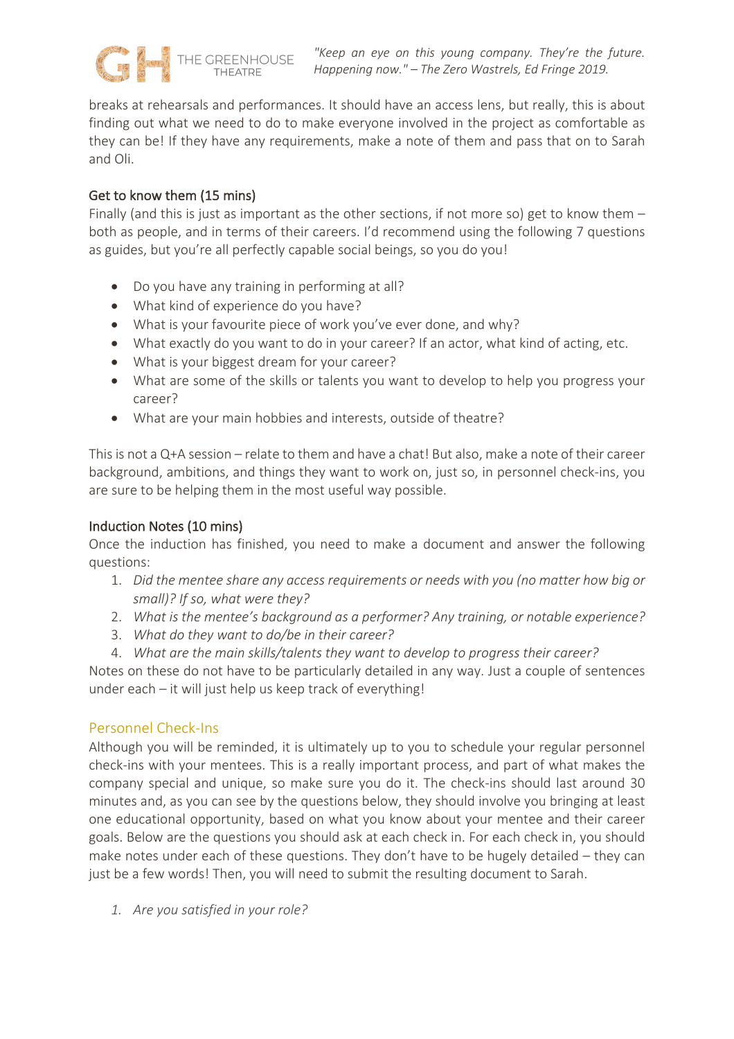breaks at rehearsals and performances. It should have an access lens, but really, this is about finding out what we need to do to make everyone involved in the project as comfortable as they can be! If they have any requirements, make a note of them and pass that on to Sarah and Oli.

### Get to know them (15 mins)

Finally (and this is just as important as the other sections, if not more so) get to know them – both as people, and in terms of their careers. I'd recommend using the following 7 questions as guides, but you're all perfectly capable social beings, so you do you!

- Do you have any training in performing at all?
- What kind of experience do you have?
- What is your favourite piece of work you've ever done, and why?
- What exactly do you want to do in your career? If an actor, what kind of acting, etc.
- What is your biggest dream for your career?
- What are some of the skills or talents you want to develop to help you progress your career?
- What are your main hobbies and interests, outside of theatre?

This is not a Q+A session – relate to them and have a chat! But also, make a note of their career background, ambitions, and things they want to work on, just so, in personnel check-ins, you are sure to be helping them in the most useful way possible.

### Induction Notes (10 mins)

Once the induction has finished, you need to make a document and answer the following questions:

1. *Did the mentee share any access requirements or needs with you (no matter how big or small)? If so, what were they?*
2. *What is the mentee's background as a performer? Any training, or notable experience?*
3. *What do they want to do/be in their career?*
4. *What are the main skills/talents they want to develop to progress their career?*

Notes on these do not have to be particularly detailed in any way. Just a couple of sentences under each – it will just help us keep track of everything!

## Personnel Check-Ins

Although you will be reminded, it is ultimately up to you to schedule your regular personnel check-ins with your mentees. This is a really important process, and part of what makes the company special and unique, so make sure you do it. The check-ins should last around 30 minutes and, as you can see by the questions below, they should involve you bringing at least one educational opportunity, based on what you know about your mentee and their career goals. Below are the questions you should ask at each check in. For each check in, you should make notes under each of these questions. They don't have to be hugely detailed – they can just be a few words! Then, you will need to submit the resulting document to Sarah.

1. *Are you satisfied in your role?*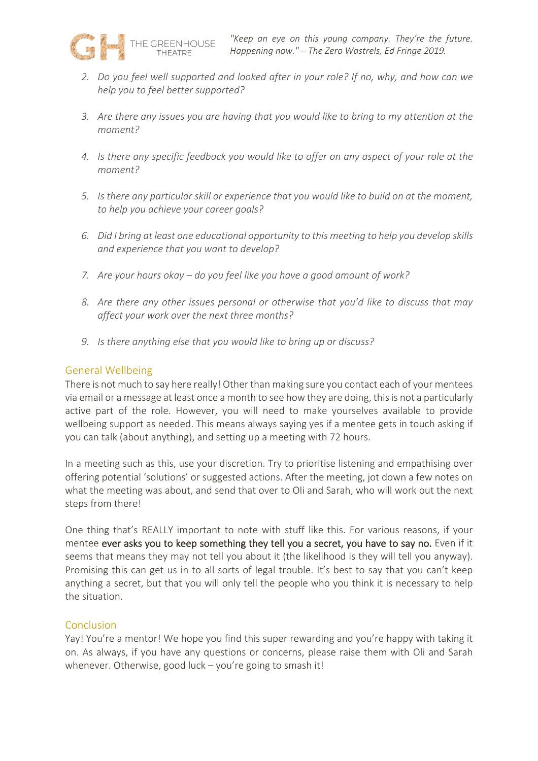2. *Do you feel well supported and looked after in your role? If no, why, and how can we help you to feel better supported?*

3. *Are there any issues you are having that you would like to bring to my attention at the moment?*

4. *Is there any specific feedback you would like to offer on any aspect of your role at the moment?*

5. *Is there any particular skill or experience that you would like to build on at the moment, to help you achieve your career goals?*

6. *Did I bring at least one educational opportunity to this meeting to help you develop skills and experience that you want to develop?*

7. *Are your hours okay – do you feel like you have a good amount of work?*

8. *Are there any other issues personal or otherwise that you'd like to discuss that may affect your work over the next three months?*

9. *Is there anything else that you would like to bring up or discuss?*

## General Wellbeing

There is not much to say here really! Other than making sure you contact each of your mentees via email or a message at least once a month to see how they are doing, this is not a particularly active part of the role. However, you will need to make yourselves available to provide wellbeing support as needed. This means always saying yes if a mentee gets in touch asking if you can talk (about anything), and setting up a meeting with 72 hours.

In a meeting such as this, use your discretion. Try to prioritise listening and empathising over offering potential 'solutions' or suggested actions. After the meeting, jot down a few notes on what the meeting was about, and send that over to Oli and Sarah, who will work out the next steps from there!

One thing that's REALLY important to note with stuff like this. For various reasons, if your mentee **ever asks you to keep something they tell you a secret, you have to say no.** Even if it seems that means they may not tell you about it (the likelihood is they will tell you anyway). Promising this can get us in to all sorts of legal trouble. It's best to say that you can't keep anything a secret, but that you will only tell the people who you think it is necessary to help the situation.

## Conclusion

Yay! You're a mentor! We hope you find this super rewarding and you're happy with taking it on. As always, if you have any questions or concerns, please raise them with Oli and Sarah whenever. Otherwise, good luck – you're going to smash it!